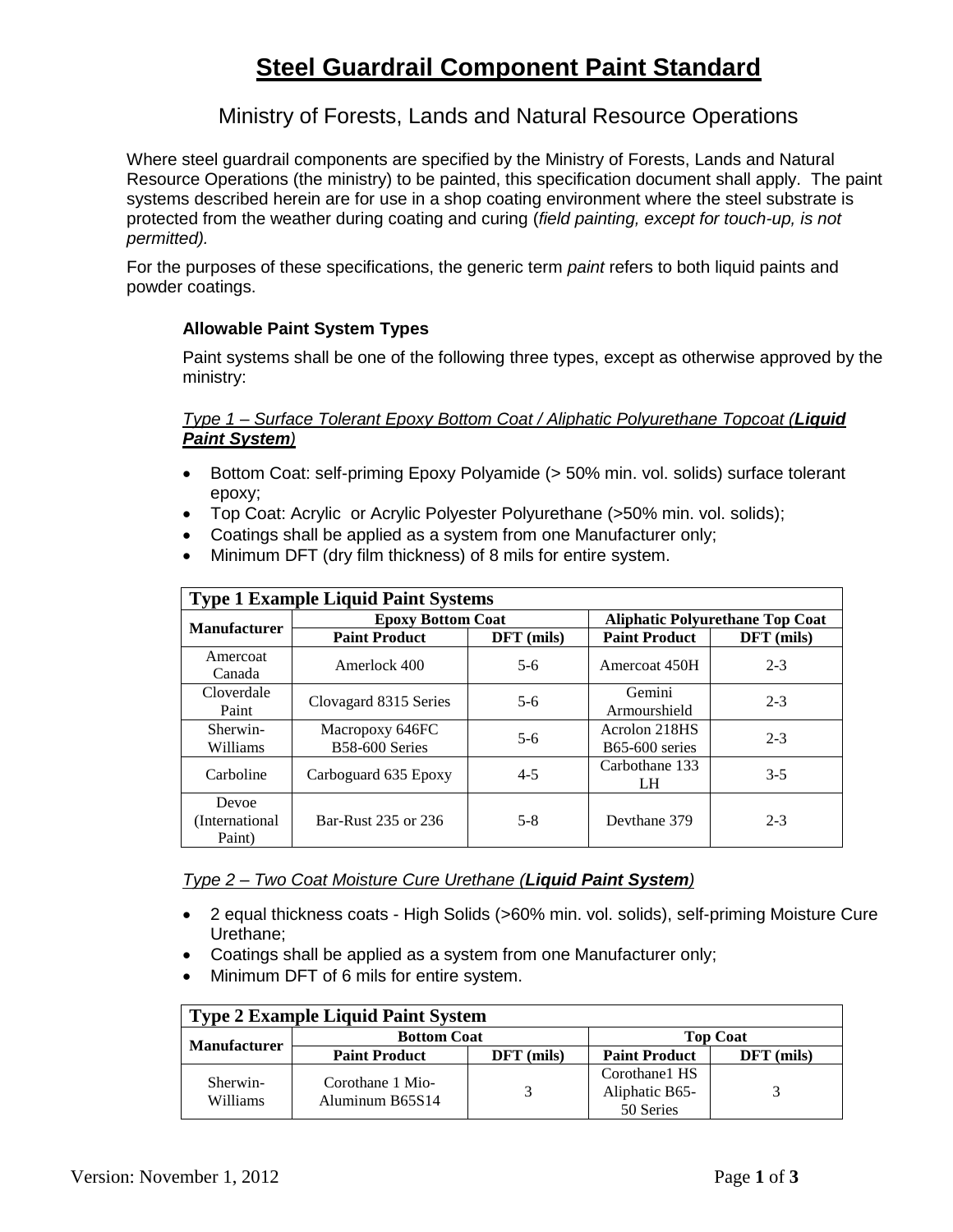# Steel Guardrail Component Paint Standard

## Ministry of Forests, Lands and Natural Resource Operations

Where steel guardrail components are specified by the Ministry of Forests, Lands and Natural Resource Operations (the ministry) to be painted, this specification document shall apply. The paint systems described herein are for use in a shop coating environment where the steel substrate is protected from the weather during coating and curing (*field painting, except for touch-up, is not permitted).*

For the purposes of these specifications, the generic term *paint* refers to both liquid paints and powder coatings.

### Allowable Paint System Types

Paint systems shall be one of the following three types, except as otherwise approved by the ministry:

*Type 1 – Surface Tolerant Epoxy Bottom Coat / Aliphatic Polyurethane Topcoat (**Liquid Paint System**)*

- Bottom Coat: self-priming Epoxy Polyamide (> 50% min. vol. solids) surface tolerant epoxy;
- Top Coat: Acrylic or Acrylic Polyester Polyurethane (>50% min. vol. solids);
- Coatings shall be applied as a system from one Manufacturer only;
- Minimum DFT (dry film thickness) of 8 mils for entire system.

| **Type 1 Example Liquid Paint Systems** | | | | |
|---|---|---|---|---|
| **Manufacturer** | **Epoxy Bottom Coat** | | **Aliphatic Polyurethane Top Coat** | |
| | **Paint Product** | **DFT (mils)** | **Paint Product** | **DFT (mils)** |
| Amercoat Canada | Amerlock 400 | 5-6 | Amercoat 450H | 2-3 |
| Cloverdale Paint | Clovagard 8315 Series | 5-6 | Gemini Armourshield | 2-3 |
| Sherwin-Williams | Macropoxy 646FC B58-600 Series | 5-6 | Acrolon 218HS B65-600 series | 2-3 |
| Carboline | Carboguard 635 Epoxy | 4-5 | Carbothane 133 LH | 3-5 |
| Devoe (International Paint) | Bar-Rust 235 or 236 | 5-8 | Devthane 379 | 2-3 |

*Type 2 – Two Coat Moisture Cure Urethane (**Liquid Paint System**)*

- 2 equal thickness coats - High Solids (>60% min. vol. solids), self-priming Moisture Cure Urethane;
- Coatings shall be applied as a system from one Manufacturer only;
- Minimum DFT of 6 mils for entire system.

| **Type 2 Example Liquid Paint System** | | | | |
|---|---|---|---|---|
| **Manufacturer** | **Bottom Coat** | | **Top Coat** | |
| | **Paint Product** | **DFT (mils)** | **Paint Product** | **DFT (mils)** |
| Sherwin-Williams | Corothane 1 Mio-Aluminum B65S14 | 3 | Corothane1 HS Aliphatic B65-50 Series | 3 |

Version: November 1, 2012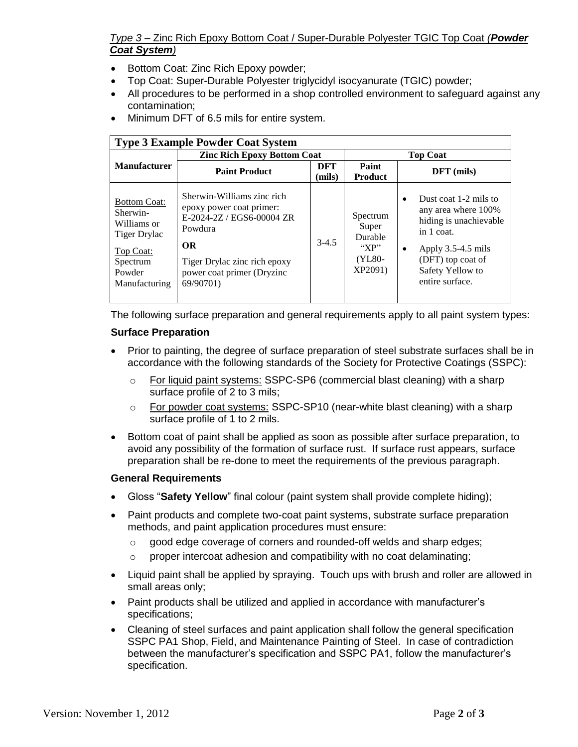*Type 3 – Zinc Rich Epoxy Bottom Coat / Super-Durable Polyester TGIC Top Coat (**Powder Coat System**)*

- Bottom Coat: Zinc Rich Epoxy powder;
- Top Coat: Super-Durable Polyester triglycidyl isocyanurate (TGIC) powder;
- All procedures to be performed in a shop controlled environment to safeguard against any contamination;
- Minimum DFT of 6.5 mils for entire system.

| **Type 3 Example Powder Coat System** | | | | |
|---|---|---|---|---|
| **Manufacturer** | **Zinc Rich Epoxy Bottom Coat** | | **Top Coat** | |
| | **Paint Product** | **DFT (mils)** | **Paint Product** | **DFT (mils)** |
| Bottom Coat: Sherwin-Williams or Tiger Drylac<br><br>Top Coat: Spectrum Powder Manufacturing | Sherwin-Williams zinc rich epoxy power coat primer: E-2024-2Z / EGS6-00004 ZR Powdura<br><br>**OR**<br><br>Tiger Drylac zinc rich epoxy power coat primer (Dryzinc 69/90701) | 3-4.5 | Spectrum Super Durable "XP" (YL80-XP2091) | • Dust coat 1-2 mils to any area where 100% hiding is unachievable in 1 coat.<br>• Apply 3.5-4.5 mils (DFT) top coat of Safety Yellow to entire surface. |

The following surface preparation and general requirements apply to all paint system types:

### Surface Preparation

- Prior to painting, the degree of surface preparation of steel substrate surfaces shall be in accordance with the following standards of the Society for Protective Coatings (SSPC):
  - For liquid paint systems: SSPC-SP6 (commercial blast cleaning) with a sharp surface profile of 2 to 3 mils;
  - For powder coat systems: SSPC-SP10 (near-white blast cleaning) with a sharp surface profile of 1 to 2 mils.
- Bottom coat of paint shall be applied as soon as possible after surface preparation, to avoid any possibility of the formation of surface rust. If surface rust appears, surface preparation shall be re-done to meet the requirements of the previous paragraph.

### General Requirements

- Gloss "**Safety Yellow**" final colour (paint system shall provide complete hiding);
- Paint products and complete two-coat paint systems, substrate surface preparation methods, and paint application procedures must ensure:
  - good edge coverage of corners and rounded-off welds and sharp edges;
  - proper intercoat adhesion and compatibility with no coat delaminating;
- Liquid paint shall be applied by spraying. Touch ups with brush and roller are allowed in small areas only;
- Paint products shall be utilized and applied in accordance with manufacturer's specifications;
- Cleaning of steel surfaces and paint application shall follow the general specification SSPC PA1 Shop, Field, and Maintenance Painting of Steel. In case of contradiction between the manufacturer's specification and SSPC PA1, follow the manufacturer's specification.

Version: November 1, 2012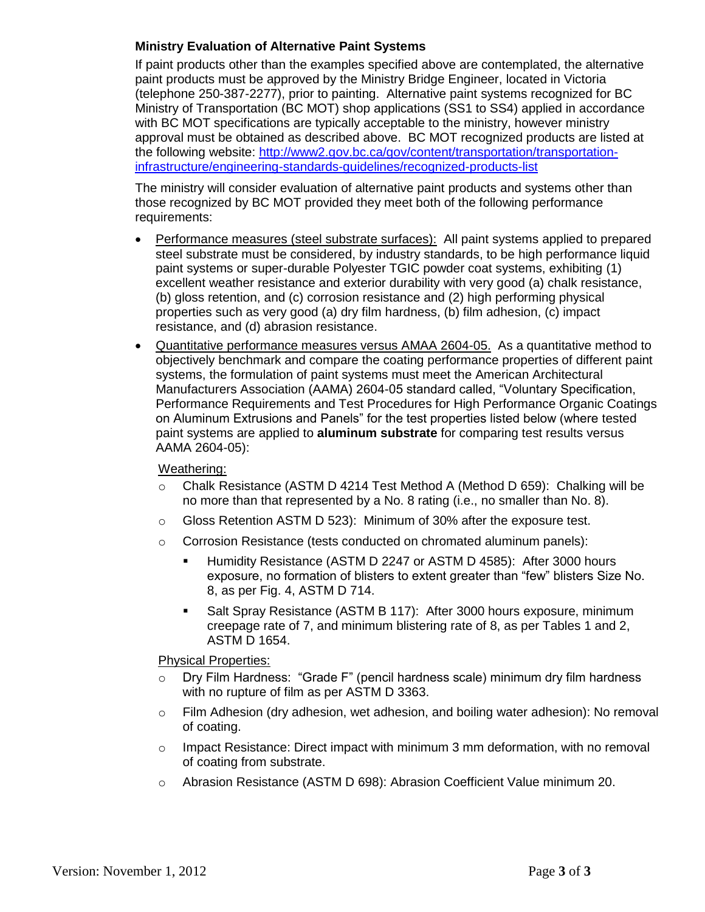### Ministry Evaluation of Alternative Paint Systems

If paint products other than the examples specified above are contemplated, the alternative paint products must be approved by the Ministry Bridge Engineer, located in Victoria (telephone 250-387-2277), prior to painting. Alternative paint systems recognized for BC Ministry of Transportation (BC MOT) shop applications (SS1 to SS4) applied in accordance with BC MOT specifications are typically acceptable to the ministry, however ministry approval must be obtained as described above. BC MOT recognized products are listed at the following website: [http://www2.gov.bc.ca/gov/content/transportation/transportation-infrastructure/engineering-standards-guidelines/recognized-products-list](http://www2.gov.bc.ca/gov/content/transportation/transportation-infrastructure/engineering-standards-guidelines/recognized-products-list)

The ministry will consider evaluation of alternative paint products and systems other than those recognized by BC MOT provided they meet both of the following performance requirements:

- Performance measures (steel substrate surfaces): All paint systems applied to prepared steel substrate must be considered, by industry standards, to be high performance liquid paint systems or super-durable Polyester TGIC powder coat systems, exhibiting (1) excellent weather resistance and exterior durability with very good (a) chalk resistance, (b) gloss retention, and (c) corrosion resistance and (2) high performing physical properties such as very good (a) dry film hardness, (b) film adhesion, (c) impact resistance, and (d) abrasion resistance.
- Quantitative performance measures versus AMAA 2604-05. As a quantitative method to objectively benchmark and compare the coating performance properties of different paint systems, the formulation of paint systems must meet the American Architectural Manufacturers Association (AAMA) 2604-05 standard called, "Voluntary Specification, Performance Requirements and Test Procedures for High Performance Organic Coatings on Aluminum Extrusions and Panels" for the test properties listed below (where tested paint systems are applied to **aluminum substrate** for comparing test results versus AAMA 2604-05):

  Weathering:

  - Chalk Resistance (ASTM D 4214 Test Method A (Method D 659): Chalking will be no more than that represented by a No. 8 rating (i.e., no smaller than No. 8).
  - Gloss Retention ASTM D 523): Minimum of 30% after the exposure test.
  - Corrosion Resistance (tests conducted on chromated aluminum panels):
    - Humidity Resistance (ASTM D 2247 or ASTM D 4585): After 3000 hours exposure, no formation of blisters to extent greater than "few" blisters Size No. 8, as per Fig. 4, ASTM D 714.
    - Salt Spray Resistance (ASTM B 117): After 3000 hours exposure, minimum creepage rate of 7, and minimum blistering rate of 8, as per Tables 1 and 2, ASTM D 1654.

  Physical Properties:

  - Dry Film Hardness: "Grade F" (pencil hardness scale) minimum dry film hardness with no rupture of film as per ASTM D 3363.
  - Film Adhesion (dry adhesion, wet adhesion, and boiling water adhesion): No removal of coating.
  - Impact Resistance: Direct impact with minimum 3 mm deformation, with no removal of coating from substrate.
  - Abrasion Resistance (ASTM D 698): Abrasion Coefficient Value minimum 20.

Version: November 1, 2012